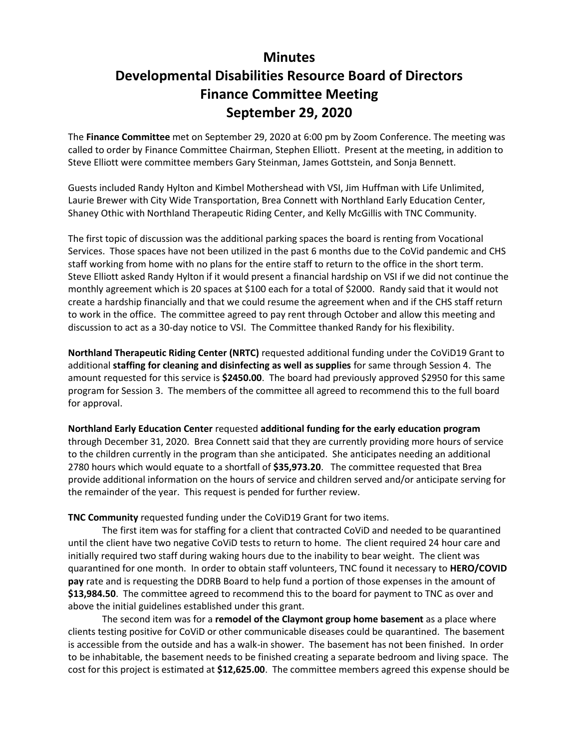# Minutes
# Developmental Disabilities Resource Board of Directors
# Finance Committee Meeting
# September 29, 2020

The **Finance Committee** met on September 29, 2020 at 6:00 pm by Zoom Conference. The meeting was called to order by Finance Committee Chairman, Stephen Elliott. Present at the meeting, in addition to Steve Elliott were committee members Gary Steinman, James Gottstein, and Sonja Bennett.

Guests included Randy Hylton and Kimbel Mothershead with VSI, Jim Huffman with Life Unlimited, Laurie Brewer with City Wide Transportation, Brea Connett with Northland Early Education Center, Shaney Othic with Northland Therapeutic Riding Center, and Kelly McGillis with TNC Community.

The first topic of discussion was the additional parking spaces the board is renting from Vocational Services. Those spaces have not been utilized in the past 6 months due to the CoVid pandemic and CHS staff working from home with no plans for the entire staff to return to the office in the short term. Steve Elliott asked Randy Hylton if it would present a financial hardship on VSI if we did not continue the monthly agreement which is 20 spaces at $100 each for a total of $2000. Randy said that it would not create a hardship financially and that we could resume the agreement when and if the CHS staff return to work in the office. The committee agreed to pay rent through October and allow this meeting and discussion to act as a 30-day notice to VSI. The Committee thanked Randy for his flexibility.

**Northland Therapeutic Riding Center (NRTC)** requested additional funding under the CoViD19 Grant to additional **staffing for cleaning and disinfecting as well as supplies** for same through Session 4. The amount requested for this service is **$2450.00**. The board had previously approved $2950 for this same program for Session 3. The members of the committee all agreed to recommend this to the full board for approval.

**Northland Early Education Center** requested **additional funding for the early education program** through December 31, 2020. Brea Connett said that they are currently providing more hours of service to the children currently in the program than she anticipated. She anticipates needing an additional 2780 hours which would equate to a shortfall of **$35,973.20**. The committee requested that Brea provide additional information on the hours of service and children served and/or anticipate serving for the remainder of the year. This request is pended for further review.

**TNC Community** requested funding under the CoViD19 Grant for two items.

The first item was for staffing for a client that contracted CoViD and needed to be quarantined until the client have two negative CoViD tests to return to home. The client required 24 hour care and initially required two staff during waking hours due to the inability to bear weight. The client was quarantined for one month. In order to obtain staff volunteers, TNC found it necessary to **HERO/COVID pay** rate and is requesting the DDRB Board to help fund a portion of those expenses in the amount of **$13,984.50**. The committee agreed to recommend this to the board for payment to TNC as over and above the initial guidelines established under this grant.

The second item was for a **remodel of the Claymont group home basement** as a place where clients testing positive for CoViD or other communicable diseases could be quarantined. The basement is accessible from the outside and has a walk-in shower. The basement has not been finished. In order to be inhabitable, the basement needs to be finished creating a separate bedroom and living space. The cost for this project is estimated at **$12,625.00**. The committee members agreed this expense should be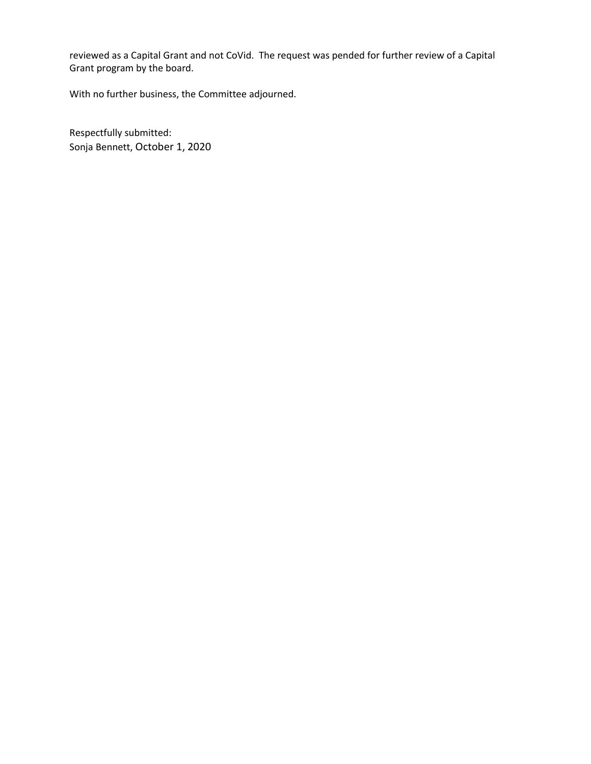reviewed as a Capital Grant and not CoVid. The request was pended for further review of a Capital Grant program by the board.

With no further business, the Committee adjourned.

Respectfully submitted:
Sonja Bennett, October 1, 2020